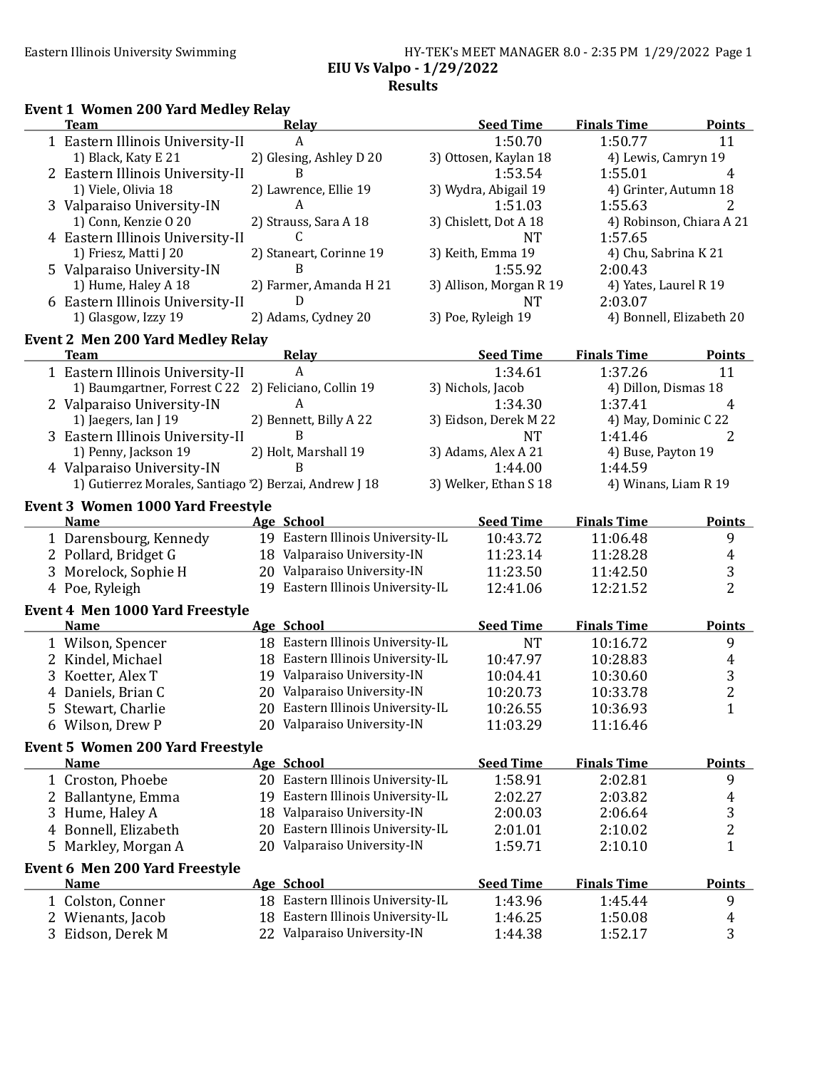Eastern Illinois University Swimming

HY-TEK's MEET MANAGER 8.0 - 2:35 PM 1/29/2022

# EIU Vs Valpo - 1/29/2022

## Results

### Event 1 Women 200 Yard Medley Relay

| | Team | Relay | Seed Time | Finals Time | Points |
|---|---|---|---|---|---|
| 1 | Eastern Illinois University-IL | A | 1:50.70 | 1:50.77 | 11 |
| | 1) Black, Katy E 21 | 2) Glesing, Ashley D 20 | 3) Ottosen, Kaylan 18 | 4) Lewis, Camryn 19 | |
| 2 | Eastern Illinois University-IL | B | 1:53.54 | 1:55.01 | 4 |
| | 1) Viele, Olivia 18 | 2) Lawrence, Ellie 19 | 3) Wydra, Abigail 19 | 4) Grinter, Autumn 18 | |
| 3 | Valparaiso University-IN | A | 1:51.03 | 1:55.63 | 2 |
| | 1) Conn, Kenzie O 20 | 2) Strauss, Sara A 18 | 3) Chislett, Dot A 18 | 4) Robinson, Chiara A 21 | |
| 4 | Eastern Illinois University-IL | C | NT | 1:57.65 | |
| | 1) Friesz, Matti J 20 | 2) Staneart, Corinne 19 | 3) Keith, Emma 19 | 4) Chu, Sabrina K 21 | |
| 5 | Valparaiso University-IN | B | 1:55.92 | 2:00.43 | |
| | 1) Hume, Haley A 18 | 2) Farmer, Amanda H 21 | 3) Allison, Morgan R 19 | 4) Yates, Laurel R 19 | |
| 6 | Eastern Illinois University-IL | D | NT | 2:03.07 | |
| | 1) Glasgow, Izzy 19 | 2) Adams, Cydney 20 | 3) Poe, Ryleigh 19 | 4) Bonnell, Elizabeth 20 | |

### Event 2 Men 200 Yard Medley Relay

| | Team | Relay | Seed Time | Finals Time | Points |
|---|---|---|---|---|---|
| 1 | Eastern Illinois University-IL | A | 1:34.61 | 1:37.26 | 11 |
| | 1) Baumgartner, Forrest C 22 | 2) Feliciano, Collin 19 | 3) Nichols, Jacob | 4) Dillon, Dismas 18 | |
| 2 | Valparaiso University-IN | A | 1:34.30 | 1:37.41 | 4 |
| | 1) Jaegers, Ian J 19 | 2) Bennett, Billy A 22 | 3) Eidson, Derek M 22 | 4) May, Dominic C 22 | |
| 3 | Eastern Illinois University-IL | B | NT | 1:41.46 | 2 |
| | 1) Penny, Jackson 19 | 2) Holt, Marshall 19 | 3) Adams, Alex A 21 | 4) Buse, Payton 19 | |
| 4 | Valparaiso University-IN | B | 1:44.00 | 1:44.59 | |
| | 1) Gutierrez Morales, Santiago | 2) Berzai, Andrew J 18 | 3) Welker, Ethan S 18 | 4) Winans, Liam R 19 | |

### Event 3 Women 1000 Yard Freestyle

| | Name | Age | School | Seed Time | Finals Time | Points |
|---|---|---|---|---|---|---|
| 1 | Darensbourg, Kennedy | 19 | Eastern Illinois University-IL | 10:43.72 | 11:06.48 | 9 |
| 2 | Pollard, Bridget G | 18 | Valparaiso University-IN | 11:23.14 | 11:28.28 | 4 |
| 3 | Morelock, Sophie H | 20 | Valparaiso University-IN | 11:23.50 | 11:42.50 | 3 |
| 4 | Poe, Ryleigh | 19 | Eastern Illinois University-IL | 12:41.06 | 12:21.52 | 2 |

### Event 4 Men 1000 Yard Freestyle

| | Name | Age | School | Seed Time | Finals Time | Points |
|---|---|---|---|---|---|---|
| 1 | Wilson, Spencer | 18 | Eastern Illinois University-IL | NT | 10:16.72 | 9 |
| 2 | Kindel, Michael | 18 | Eastern Illinois University-IL | 10:47.97 | 10:28.83 | 4 |
| 3 | Koetter, Alex T | 19 | Valparaiso University-IN | 10:04.41 | 10:30.60 | 3 |
| 4 | Daniels, Brian C | 20 | Valparaiso University-IN | 10:20.73 | 10:33.78 | 2 |
| 5 | Stewart, Charlie | 20 | Eastern Illinois University-IL | 10:26.55 | 10:36.93 | 1 |
| 6 | Wilson, Drew P | 20 | Valparaiso University-IN | 11:03.29 | 11:16.46 | |

### Event 5 Women 200 Yard Freestyle

| | Name | Age | School | Seed Time | Finals Time | Points |
|---|---|---|---|---|---|---|
| 1 | Croston, Phoebe | 20 | Eastern Illinois University-IL | 1:58.91 | 2:02.81 | 9 |
| 2 | Ballantyne, Emma | 19 | Eastern Illinois University-IL | 2:02.27 | 2:03.82 | 4 |
| 3 | Hume, Haley A | 18 | Valparaiso University-IN | 2:00.03 | 2:06.64 | 3 |
| 4 | Bonnell, Elizabeth | 20 | Eastern Illinois University-IL | 2:01.01 | 2:10.02 | 2 |
| 5 | Markley, Morgan A | 20 | Valparaiso University-IN | 1:59.71 | 2:10.10 | 1 |

### Event 6 Men 200 Yard Freestyle

| | Name | Age | School | Seed Time | Finals Time | Points |
|---|---|---|---|---|---|---|
| 1 | Colston, Conner | 18 | Eastern Illinois University-IL | 1:43.96 | 1:45.44 | 9 |
| 2 | Wienants, Jacob | 18 | Eastern Illinois University-IL | 1:46.25 | 1:50.08 | 4 |
| 3 | Eidson, Derek M | 22 | Valparaiso University-IN | 1:44.38 | 1:52.17 | 3 |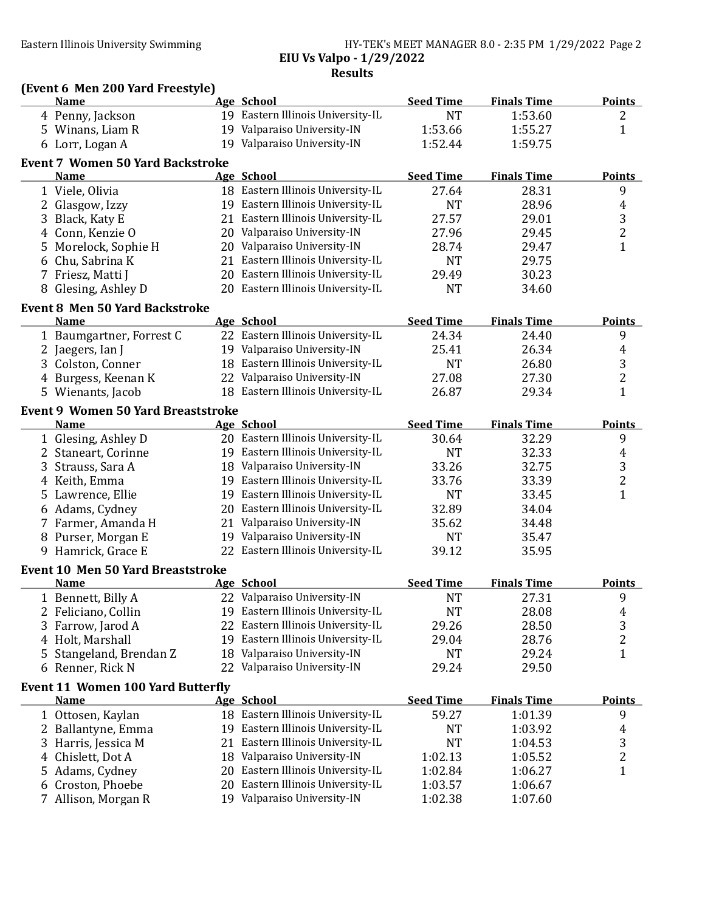**EIU Vs Valpo - 1/29/2022**

**Results**

### (Event 6 Men 200 Yard Freestyle)

| | Name | Age | School | Seed Time | Finals Time | Points |
|---|---|---|---|---|---|---|
| 4 | Penny, Jackson | 19 | Eastern Illinois University-IL | NT | 1:53.60 | 2 |
| 5 | Winans, Liam R | 19 | Valparaiso University-IN | 1:53.66 | 1:55.27 | 1 |
| 6 | Lorr, Logan A | 19 | Valparaiso University-IN | 1:52.44 | 1:59.75 | |

### Event 7 Women 50 Yard Backstroke

| | Name | Age | School | Seed Time | Finals Time | Points |
|---|---|---|---|---|---|---|
| 1 | Viele, Olivia | 18 | Eastern Illinois University-IL | 27.64 | 28.31 | 9 |
| 2 | Glasgow, Izzy | 19 | Eastern Illinois University-IL | NT | 28.96 | 4 |
| 3 | Black, Katy E | 21 | Eastern Illinois University-IL | 27.57 | 29.01 | 3 |
| 4 | Conn, Kenzie O | 20 | Valparaiso University-IN | 27.96 | 29.45 | 2 |
| 5 | Morelock, Sophie H | 20 | Valparaiso University-IN | 28.74 | 29.47 | 1 |
| 6 | Chu, Sabrina K | 21 | Eastern Illinois University-IL | NT | 29.75 | |
| 7 | Friesz, Matti J | 20 | Eastern Illinois University-IL | 29.49 | 30.23 | |
| 8 | Glesing, Ashley D | 20 | Eastern Illinois University-IL | NT | 34.60 | |

### Event 8 Men 50 Yard Backstroke

| | Name | Age | School | Seed Time | Finals Time | Points |
|---|---|---|---|---|---|---|
| 1 | Baumgartner, Forrest C | 22 | Eastern Illinois University-IL | 24.34 | 24.40 | 9 |
| 2 | Jaegers, Ian J | 19 | Valparaiso University-IN | 25.41 | 26.34 | 4 |
| 3 | Colston, Conner | 18 | Eastern Illinois University-IL | NT | 26.80 | 3 |
| 4 | Burgess, Keenan K | 22 | Valparaiso University-IN | 27.08 | 27.30 | 2 |
| 5 | Wienants, Jacob | 18 | Eastern Illinois University-IL | 26.87 | 29.34 | 1 |

### Event 9 Women 50 Yard Breaststroke

| | Name | Age | School | Seed Time | Finals Time | Points |
|---|---|---|---|---|---|---|
| 1 | Glesing, Ashley D | 20 | Eastern Illinois University-IL | 30.64 | 32.29 | 9 |
| 2 | Staneart, Corinne | 19 | Eastern Illinois University-IL | NT | 32.33 | 4 |
| 3 | Strauss, Sara A | 18 | Valparaiso University-IN | 33.26 | 32.75 | 3 |
| 4 | Keith, Emma | 19 | Eastern Illinois University-IL | 33.76 | 33.39 | 2 |
| 5 | Lawrence, Ellie | 19 | Eastern Illinois University-IL | NT | 33.45 | 1 |
| 6 | Adams, Cydney | 20 | Eastern Illinois University-IL | 32.89 | 34.04 | |
| 7 | Farmer, Amanda H | 21 | Valparaiso University-IN | 35.62 | 34.48 | |
| 8 | Purser, Morgan E | 19 | Valparaiso University-IN | NT | 35.47 | |
| 9 | Hamrick, Grace E | 22 | Eastern Illinois University-IL | 39.12 | 35.95 | |

### Event 10 Men 50 Yard Breaststroke

| | Name | Age | School | Seed Time | Finals Time | Points |
|---|---|---|---|---|---|---|
| 1 | Bennett, Billy A | 22 | Valparaiso University-IN | NT | 27.31 | 9 |
| 2 | Feliciano, Collin | 19 | Eastern Illinois University-IL | NT | 28.08 | 4 |
| 3 | Farrow, Jarod A | 22 | Eastern Illinois University-IL | 29.26 | 28.50 | 3 |
| 4 | Holt, Marshall | 19 | Eastern Illinois University-IL | 29.04 | 28.76 | 2 |
| 5 | Stangeland, Brendan Z | 18 | Valparaiso University-IN | NT | 29.24 | 1 |
| 6 | Renner, Rick N | 22 | Valparaiso University-IN | 29.24 | 29.50 | |

### Event 11 Women 100 Yard Butterfly

| | Name | Age | School | Seed Time | Finals Time | Points |
|---|---|---|---|---|---|---|
| 1 | Ottosen, Kaylan | 18 | Eastern Illinois University-IL | 59.27 | 1:01.39 | 9 |
| 2 | Ballantyne, Emma | 19 | Eastern Illinois University-IL | NT | 1:03.92 | 4 |
| 3 | Harris, Jessica M | 21 | Eastern Illinois University-IL | NT | 1:04.53 | 3 |
| 4 | Chislett, Dot A | 18 | Valparaiso University-IN | 1:02.13 | 1:05.52 | 2 |
| 5 | Adams, Cydney | 20 | Eastern Illinois University-IL | 1:02.84 | 1:06.27 | 1 |
| 6 | Croston, Phoebe | 20 | Eastern Illinois University-IL | 1:03.57 | 1:06.67 | |
| 7 | Allison, Morgan R | 19 | Valparaiso University-IN | 1:02.38 | 1:07.60 | |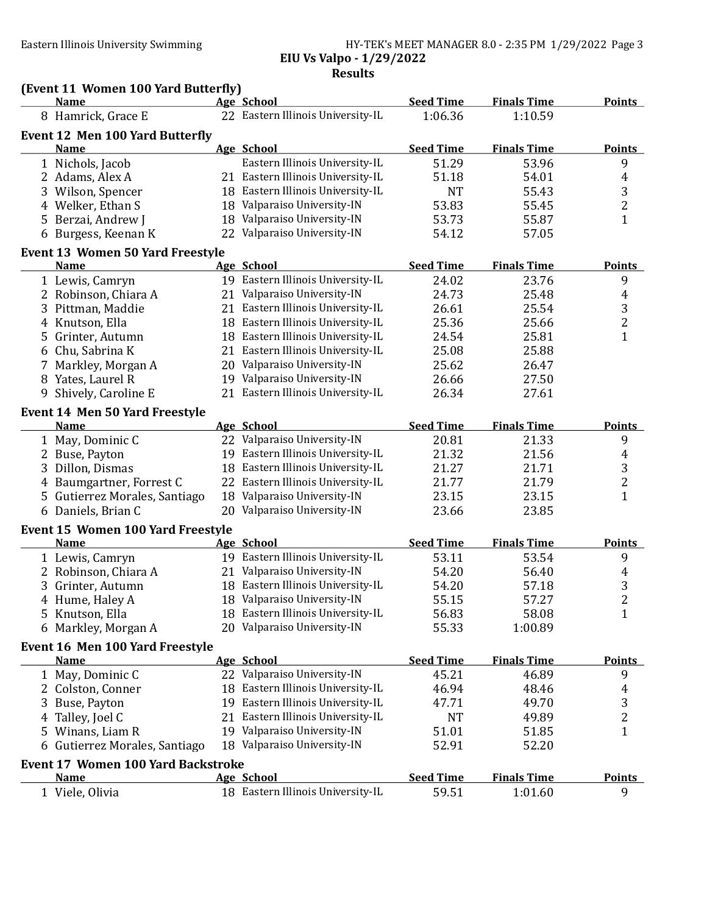EIU Vs Valpo - 1/29/2022

Results

### (Event 11 Women 100 Yard Butterfly)

| | Name | Age | School | Seed Time | Finals Time | Points |
|---|---|---|---|---|---|---|
| 8 | Hamrick, Grace E | 22 | Eastern Illinois University-IL | 1:06.36 | 1:10.59 | |

### Event 12 Men 100 Yard Butterfly

| | Name | Age | School | Seed Time | Finals Time | Points |
|---|---|---|---|---|---|---|
| 1 | Nichols, Jacob | | Eastern Illinois University-IL | 51.29 | 53.96 | 9 |
| 2 | Adams, Alex A | 21 | Eastern Illinois University-IL | 51.18 | 54.01 | 4 |
| 3 | Wilson, Spencer | 18 | Eastern Illinois University-IL | NT | 55.43 | 3 |
| 4 | Welker, Ethan S | 18 | Valparaiso University-IN | 53.83 | 55.45 | 2 |
| 5 | Berzai, Andrew J | 18 | Valparaiso University-IN | 53.73 | 55.87 | 1 |
| 6 | Burgess, Keenan K | 22 | Valparaiso University-IN | 54.12 | 57.05 | |

### Event 13 Women 50 Yard Freestyle

| | Name | Age | School | Seed Time | Finals Time | Points |
|---|---|---|---|---|---|---|
| 1 | Lewis, Camryn | 19 | Eastern Illinois University-IL | 24.02 | 23.76 | 9 |
| 2 | Robinson, Chiara A | 21 | Valparaiso University-IN | 24.73 | 25.48 | 4 |
| 3 | Pittman, Maddie | 21 | Eastern Illinois University-IL | 26.61 | 25.54 | 3 |
| 4 | Knutson, Ella | 18 | Eastern Illinois University-IL | 25.36 | 25.66 | 2 |
| 5 | Grinter, Autumn | 18 | Eastern Illinois University-IL | 24.54 | 25.81 | 1 |
| 6 | Chu, Sabrina K | 21 | Eastern Illinois University-IL | 25.08 | 25.88 | |
| 7 | Markley, Morgan A | 20 | Valparaiso University-IN | 25.62 | 26.47 | |
| 8 | Yates, Laurel R | 19 | Valparaiso University-IN | 26.66 | 27.50 | |
| 9 | Shively, Caroline E | 21 | Eastern Illinois University-IL | 26.34 | 27.61 | |

### Event 14 Men 50 Yard Freestyle

| | Name | Age | School | Seed Time | Finals Time | Points |
|---|---|---|---|---|---|---|
| 1 | May, Dominic C | 22 | Valparaiso University-IN | 20.81 | 21.33 | 9 |
| 2 | Buse, Payton | 19 | Eastern Illinois University-IL | 21.32 | 21.56 | 4 |
| 3 | Dillon, Dismas | 18 | Eastern Illinois University-IL | 21.27 | 21.71 | 3 |
| 4 | Baumgartner, Forrest C | 22 | Eastern Illinois University-IL | 21.77 | 21.79 | 2 |
| 5 | Gutierrez Morales, Santiago | 18 | Valparaiso University-IN | 23.15 | 23.15 | 1 |
| 6 | Daniels, Brian C | 20 | Valparaiso University-IN | 23.66 | 23.85 | |

### Event 15 Women 100 Yard Freestyle

| | Name | Age | School | Seed Time | Finals Time | Points |
|---|---|---|---|---|---|---|
| 1 | Lewis, Camryn | 19 | Eastern Illinois University-IL | 53.11 | 53.54 | 9 |
| 2 | Robinson, Chiara A | 21 | Valparaiso University-IN | 54.20 | 56.40 | 4 |
| 3 | Grinter, Autumn | 18 | Eastern Illinois University-IL | 54.20 | 57.18 | 3 |
| 4 | Hume, Haley A | 18 | Valparaiso University-IN | 55.15 | 57.27 | 2 |
| 5 | Knutson, Ella | 18 | Eastern Illinois University-IL | 56.83 | 58.08 | 1 |
| 6 | Markley, Morgan A | 20 | Valparaiso University-IN | 55.33 | 1:00.89 | |

### Event 16 Men 100 Yard Freestyle

| | Name | Age | School | Seed Time | Finals Time | Points |
|---|---|---|---|---|---|---|
| 1 | May, Dominic C | 22 | Valparaiso University-IN | 45.21 | 46.89 | 9 |
| 2 | Colston, Conner | 18 | Eastern Illinois University-IL | 46.94 | 48.46 | 4 |
| 3 | Buse, Payton | 19 | Eastern Illinois University-IL | 47.71 | 49.70 | 3 |
| 4 | Talley, Joel C | 21 | Eastern Illinois University-IL | NT | 49.89 | 2 |
| 5 | Winans, Liam R | 19 | Valparaiso University-IN | 51.01 | 51.85 | 1 |
| 6 | Gutierrez Morales, Santiago | 18 | Valparaiso University-IN | 52.91 | 52.20 | |

### Event 17 Women 100 Yard Backstroke

| | Name | Age | School | Seed Time | Finals Time | Points |
|---|---|---|---|---|---|---|
| 1 | Viele, Olivia | 18 | Eastern Illinois University-IL | 59.51 | 1:01.60 | 9 |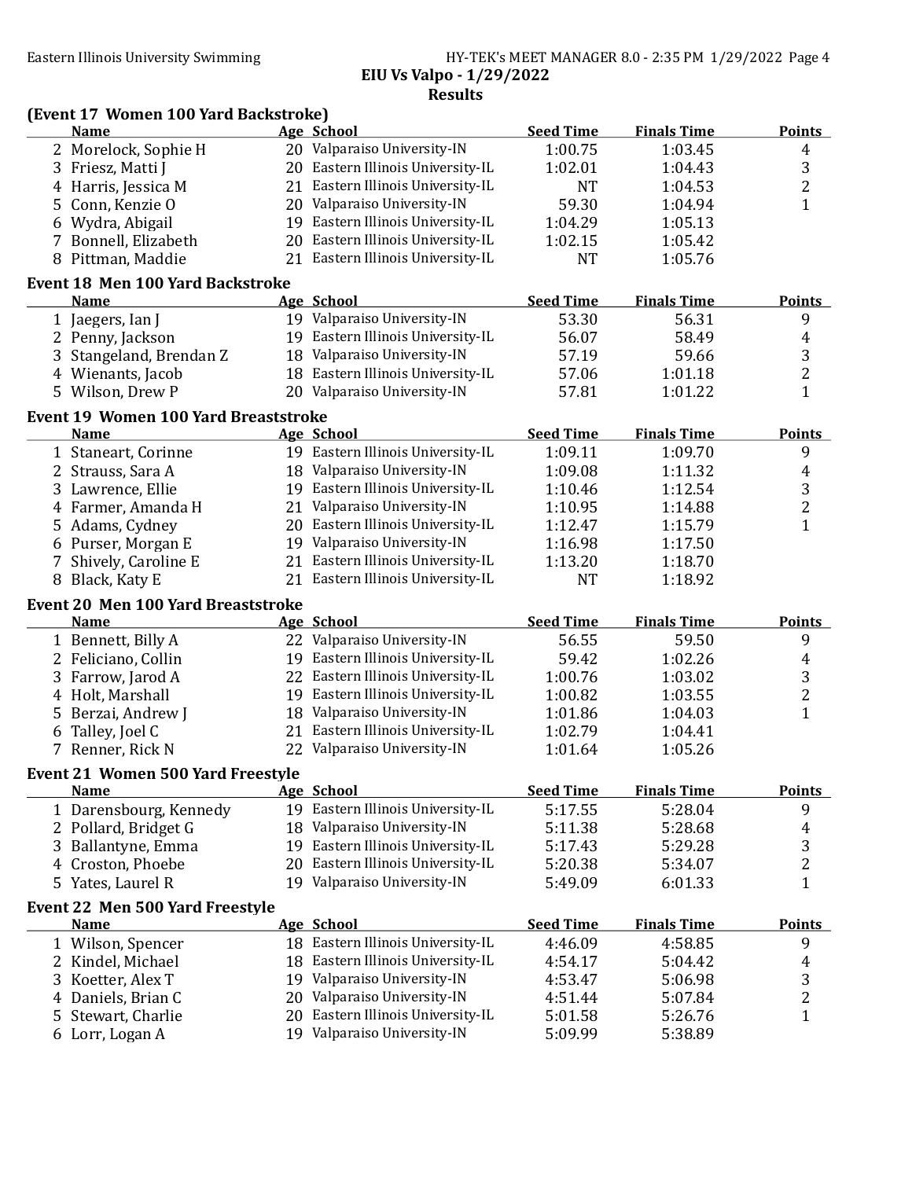**EIU Vs Valpo - 1/29/2022**

**Results**

### (Event 17 Women 100 Yard Backstroke)

| | Name | Age | School | Seed Time | Finals Time | Points |
|---|---|---|---|---|---|---|
| 2 | Morelock, Sophie H | 20 | Valparaiso University-IN | 1:00.75 | 1:03.45 | 4 |
| 3 | Friesz, Matti J | 20 | Eastern Illinois University-IL | 1:02.01 | 1:04.43 | 3 |
| 4 | Harris, Jessica M | 21 | Eastern Illinois University-IL | NT | 1:04.53 | 2 |
| 5 | Conn, Kenzie O | 20 | Valparaiso University-IN | 59.30 | 1:04.94 | 1 |
| 6 | Wydra, Abigail | 19 | Eastern Illinois University-IL | 1:04.29 | 1:05.13 | |
| 7 | Bonnell, Elizabeth | 20 | Eastern Illinois University-IL | 1:02.15 | 1:05.42 | |
| 8 | Pittman, Maddie | 21 | Eastern Illinois University-IL | NT | 1:05.76 | |

### Event 18 Men 100 Yard Backstroke

| | Name | Age | School | Seed Time | Finals Time | Points |
|---|---|---|---|---|---|---|
| 1 | Jaegers, Ian J | 19 | Valparaiso University-IN | 53.30 | 56.31 | 9 |
| 2 | Penny, Jackson | 19 | Eastern Illinois University-IL | 56.07 | 58.49 | 4 |
| 3 | Stangeland, Brendan Z | 18 | Valparaiso University-IN | 57.19 | 59.66 | 3 |
| 4 | Wienants, Jacob | 18 | Eastern Illinois University-IL | 57.06 | 1:01.18 | 2 |
| 5 | Wilson, Drew P | 20 | Valparaiso University-IN | 57.81 | 1:01.22 | 1 |

### Event 19 Women 100 Yard Breaststroke

| | Name | Age | School | Seed Time | Finals Time | Points |
|---|---|---|---|---|---|---|
| 1 | Staneart, Corinne | 19 | Eastern Illinois University-IL | 1:09.11 | 1:09.70 | 9 |
| 2 | Strauss, Sara A | 18 | Valparaiso University-IN | 1:09.08 | 1:11.32 | 4 |
| 3 | Lawrence, Ellie | 19 | Eastern Illinois University-IL | 1:10.46 | 1:12.54 | 3 |
| 4 | Farmer, Amanda H | 21 | Valparaiso University-IN | 1:10.95 | 1:14.88 | 2 |
| 5 | Adams, Cydney | 20 | Eastern Illinois University-IL | 1:12.47 | 1:15.79 | 1 |
| 6 | Purser, Morgan E | 19 | Valparaiso University-IN | 1:16.98 | 1:17.50 | |
| 7 | Shively, Caroline E | 21 | Eastern Illinois University-IL | 1:13.20 | 1:18.70 | |
| 8 | Black, Katy E | 21 | Eastern Illinois University-IL | NT | 1:18.92 | |

### Event 20 Men 100 Yard Breaststroke

| | Name | Age | School | Seed Time | Finals Time | Points |
|---|---|---|---|---|---|---|
| 1 | Bennett, Billy A | 22 | Valparaiso University-IN | 56.55 | 59.50 | 9 |
| 2 | Feliciano, Collin | 19 | Eastern Illinois University-IL | 59.42 | 1:02.26 | 4 |
| 3 | Farrow, Jarod A | 22 | Eastern Illinois University-IL | 1:00.76 | 1:03.02 | 3 |
| 4 | Holt, Marshall | 19 | Eastern Illinois University-IL | 1:00.82 | 1:03.55 | 2 |
| 5 | Berzai, Andrew J | 18 | Valparaiso University-IN | 1:01.86 | 1:04.03 | 1 |
| 6 | Talley, Joel C | 21 | Eastern Illinois University-IL | 1:02.79 | 1:04.41 | |
| 7 | Renner, Rick N | 22 | Valparaiso University-IN | 1:01.64 | 1:05.26 | |

### Event 21 Women 500 Yard Freestyle

| | Name | Age | School | Seed Time | Finals Time | Points |
|---|---|---|---|---|---|---|
| 1 | Darensbourg, Kennedy | 19 | Eastern Illinois University-IL | 5:17.55 | 5:28.04 | 9 |
| 2 | Pollard, Bridget G | 18 | Valparaiso University-IN | 5:11.38 | 5:28.68 | 4 |
| 3 | Ballantyne, Emma | 19 | Eastern Illinois University-IL | 5:17.43 | 5:29.28 | 3 |
| 4 | Croston, Phoebe | 20 | Eastern Illinois University-IL | 5:20.38 | 5:34.07 | 2 |
| 5 | Yates, Laurel R | 19 | Valparaiso University-IN | 5:49.09 | 6:01.33 | 1 |

### Event 22 Men 500 Yard Freestyle

| | Name | Age | School | Seed Time | Finals Time | Points |
|---|---|---|---|---|---|---|
| 1 | Wilson, Spencer | 18 | Eastern Illinois University-IL | 4:46.09 | 4:58.85 | 9 |
| 2 | Kindel, Michael | 18 | Eastern Illinois University-IL | 4:54.17 | 5:04.42 | 4 |
| 3 | Koetter, Alex T | 19 | Valparaiso University-IN | 4:53.47 | 5:06.98 | 3 |
| 4 | Daniels, Brian C | 20 | Valparaiso University-IN | 4:51.44 | 5:07.84 | 2 |
| 5 | Stewart, Charlie | 20 | Eastern Illinois University-IL | 5:01.58 | 5:26.76 | 1 |
| 6 | Lorr, Logan A | 19 | Valparaiso University-IN | 5:09.99 | 5:38.89 | |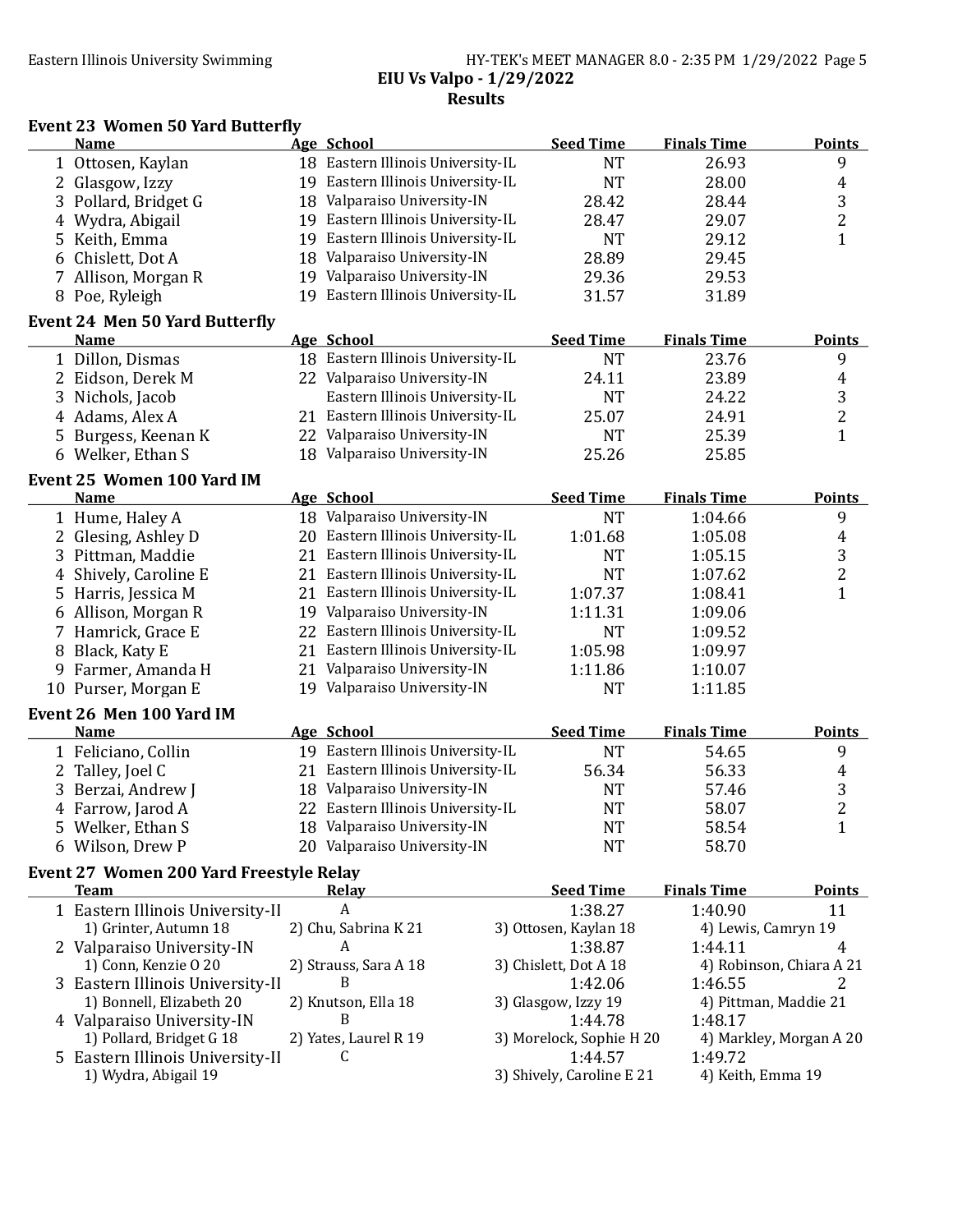**EIU Vs Valpo - 1/29/2022**

**Results**

### Event 23 Women 50 Yard Butterfly

| | Name | Age | School | Seed Time | Finals Time | Points |
|---|---|---|---|---|---|---|
| 1 | Ottosen, Kaylan | 18 | Eastern Illinois University-IL | NT | 26.93 | 9 |
| 2 | Glasgow, Izzy | 19 | Eastern Illinois University-IL | NT | 28.00 | 4 |
| 3 | Pollard, Bridget G | 18 | Valparaiso University-IN | 28.42 | 28.44 | 3 |
| 4 | Wydra, Abigail | 19 | Eastern Illinois University-IL | 28.47 | 29.07 | 2 |
| 5 | Keith, Emma | 19 | Eastern Illinois University-IL | NT | 29.12 | 1 |
| 6 | Chislett, Dot A | 18 | Valparaiso University-IN | 28.89 | 29.45 | |
| 7 | Allison, Morgan R | 19 | Valparaiso University-IN | 29.36 | 29.53 | |
| 8 | Poe, Ryleigh | 19 | Eastern Illinois University-IL | 31.57 | 31.89 | |

### Event 24 Men 50 Yard Butterfly

| | Name | Age | School | Seed Time | Finals Time | Points |
|---|---|---|---|---|---|---|
| 1 | Dillon, Dismas | 18 | Eastern Illinois University-IL | NT | 23.76 | 9 |
| 2 | Eidson, Derek M | 22 | Valparaiso University-IN | 24.11 | 23.89 | 4 |
| 3 | Nichols, Jacob | | Eastern Illinois University-IL | NT | 24.22 | 3 |
| 4 | Adams, Alex A | 21 | Eastern Illinois University-IL | 25.07 | 24.91 | 2 |
| 5 | Burgess, Keenan K | 22 | Valparaiso University-IN | NT | 25.39 | 1 |
| 6 | Welker, Ethan S | 18 | Valparaiso University-IN | 25.26 | 25.85 | |

### Event 25 Women 100 Yard IM

| | Name | Age | School | Seed Time | Finals Time | Points |
|---|---|---|---|---|---|---|
| 1 | Hume, Haley A | 18 | Valparaiso University-IN | NT | 1:04.66 | 9 |
| 2 | Glesing, Ashley D | 20 | Eastern Illinois University-IL | 1:01.68 | 1:05.08 | 4 |
| 3 | Pittman, Maddie | 21 | Eastern Illinois University-IL | NT | 1:05.15 | 3 |
| 4 | Shively, Caroline E | 21 | Eastern Illinois University-IL | NT | 1:07.62 | 2 |
| 5 | Harris, Jessica M | 21 | Eastern Illinois University-IL | 1:07.37 | 1:08.41 | 1 |
| 6 | Allison, Morgan R | 19 | Valparaiso University-IN | 1:11.31 | 1:09.06 | |
| 7 | Hamrick, Grace E | 22 | Eastern Illinois University-IL | NT | 1:09.52 | |
| 8 | Black, Katy E | 21 | Eastern Illinois University-IL | 1:05.98 | 1:09.97 | |
| 9 | Farmer, Amanda H | 21 | Valparaiso University-IN | 1:11.86 | 1:10.07 | |
| 10 | Purser, Morgan E | 19 | Valparaiso University-IN | NT | 1:11.85 | |

### Event 26 Men 100 Yard IM

| | Name | Age | School | Seed Time | Finals Time | Points |
|---|---|---|---|---|---|---|
| 1 | Feliciano, Collin | 19 | Eastern Illinois University-IL | NT | 54.65 | 9 |
| 2 | Talley, Joel C | 21 | Eastern Illinois University-IL | 56.34 | 56.33 | 4 |
| 3 | Berzai, Andrew J | 18 | Valparaiso University-IN | NT | 57.46 | 3 |
| 4 | Farrow, Jarod A | 22 | Eastern Illinois University-IL | NT | 58.07 | 2 |
| 5 | Welker, Ethan S | 18 | Valparaiso University-IN | NT | 58.54 | 1 |
| 6 | Wilson, Drew P | 20 | Valparaiso University-IN | NT | 58.70 | |

### Event 27 Women 200 Yard Freestyle Relay

| | Team | Relay | Seed Time | Finals Time | Points |
|---|---|---|---|---|---|
| 1 | Eastern Illinois University-IL | A | 1:38.27 | 1:40.90 | 11 |
| | 1) Grinter, Autumn 18 | 2) Chu, Sabrina K 21 | 3) Ottosen, Kaylan 18 | 4) Lewis, Camryn 19 | |
| 2 | Valparaiso University-IN | A | 1:38.87 | 1:44.11 | 4 |
| | 1) Conn, Kenzie O 20 | 2) Strauss, Sara A 18 | 3) Chislett, Dot A 18 | 4) Robinson, Chiara A 21 | |
| 3 | Eastern Illinois University-IL | B | 1:42.06 | 1:46.55 | 2 |
| | 1) Bonnell, Elizabeth 20 | 2) Knutson, Ella 18 | 3) Glasgow, Izzy 19 | 4) Pittman, Maddie 21 | |
| 4 | Valparaiso University-IN | B | 1:44.78 | 1:48.17 | |
| | 1) Pollard, Bridget G 18 | 2) Yates, Laurel R 19 | 3) Morelock, Sophie H 20 | 4) Markley, Morgan A 20 | |
| 5 | Eastern Illinois University-IL | C | 1:44.57 | 1:49.72 | |
| | 1) Wydra, Abigail 19 | | 3) Shively, Caroline E 21 | 4) Keith, Emma 19 | |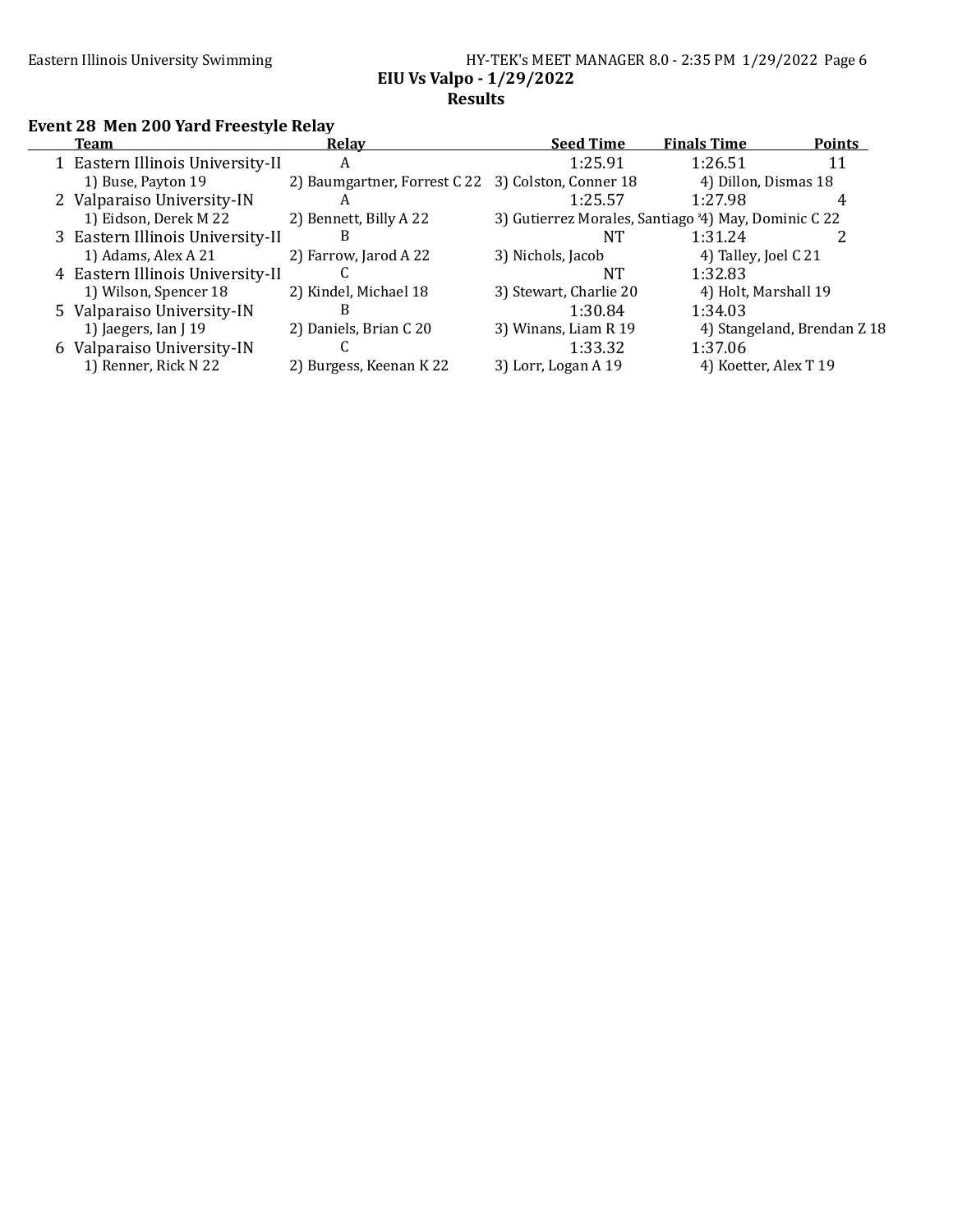**EIU Vs Valpo - 1/29/2022**

**Results**

### Event 28 Men 200 Yard Freestyle Relay

| | Team | Relay | Seed Time | Finals Time | Points |
|---|---|---|---|---|---|
| 1 | Eastern Illinois University-IL | A | 1:25.91 | 1:26.51 | 11 |
| | 1) Buse, Payton 19 | 2) Baumgartner, Forrest C 22 | 3) Colston, Conner 18 | 4) Dillon, Dismas 18 | |
| 2 | Valparaiso University-IN | A | 1:25.57 | 1:27.98 | 4 |
| | 1) Eidson, Derek M 22 | 2) Bennett, Billy A 22 | 3) Gutierrez Morales, Santiago | 4) May, Dominic C 22 | |
| 3 | Eastern Illinois University-IL | B | NT | 1:31.24 | 2 |
| | 1) Adams, Alex A 21 | 2) Farrow, Jarod A 22 | 3) Nichols, Jacob | 4) Talley, Joel C 21 | |
| 4 | Eastern Illinois University-IL | C | NT | 1:32.83 | |
| | 1) Wilson, Spencer 18 | 2) Kindel, Michael 18 | 3) Stewart, Charlie 20 | 4) Holt, Marshall 19 | |
| 5 | Valparaiso University-IN | B | 1:30.84 | 1:34.03 | |
| | 1) Jaegers, Ian J 19 | 2) Daniels, Brian C 20 | 3) Winans, Liam R 19 | 4) Stangeland, Brendan Z 18 | |
| 6 | Valparaiso University-IN | C | 1:33.32 | 1:37.06 | |
| | 1) Renner, Rick N 22 | 2) Burgess, Keenan K 22 | 3) Lorr, Logan A 19 | 4) Koetter, Alex T 19 | |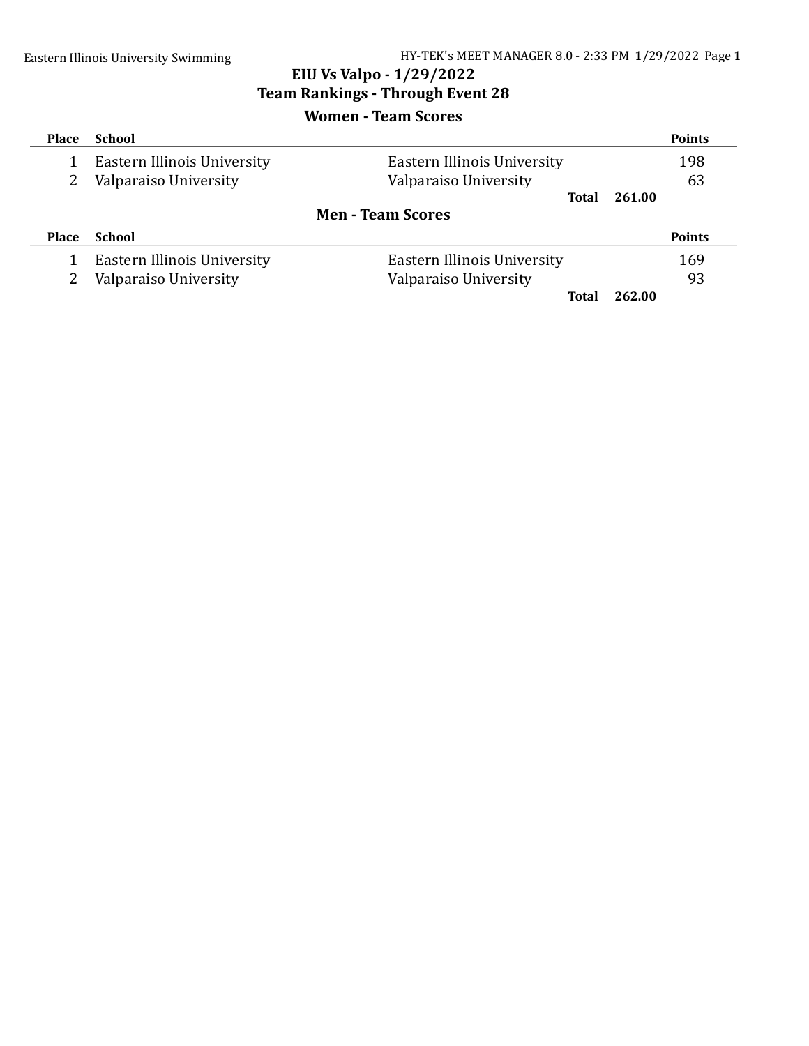# EIU Vs Valpo - 1/29/2022

## Team Rankings - Through Event 28

### Women - Team Scores

| Place | School | | Points |
|---|---|---|---|
| 1 | Eastern Illinois University | Eastern Illinois University | 198 |
| 2 | Valparaiso University | Valparaiso University | 63 |
| | | **Total** | **261.00** |

### Men - Team Scores

| Place | School | | Points |
|---|---|---|---|
| 1 | Eastern Illinois University | Eastern Illinois University | 169 |
| 2 | Valparaiso University | Valparaiso University | 93 |
| | | **Total** | **262.00** |